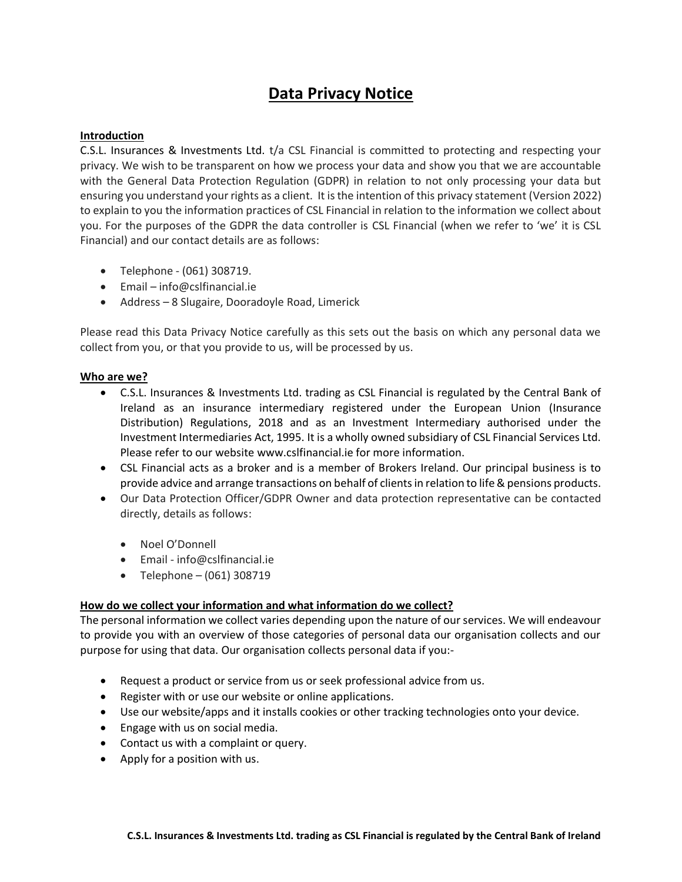# Data Privacy Notice

## Introduction

C.S.L. Insurances & Investments Ltd. t/a CSL Financial is committed to protecting and respecting your privacy. We wish to be transparent on how we process your data and show you that we are accountable with the General Data Protection Regulation (GDPR) in relation to not only processing your data but ensuring you understand your rights as a client. It is the intention of this privacy statement (Version 2022) to explain to you the information practices of CSL Financial in relation to the information we collect about you. For the purposes of the GDPR the data controller is CSL Financial (when we refer to 'we' it is CSL Financial) and our contact details are as follows:

- Telephone - (061) 308719.
- Email – info@cslfinancial.ie
- Address – 8 Slugaire, Dooradoyle Road, Limerick

Please read this Data Privacy Notice carefully as this sets out the basis on which any personal data we collect from you, or that you provide to us, will be processed by us.

## Who are we?

- C.S.L. Insurances & Investments Ltd. trading as CSL Financial is regulated by the Central Bank of Ireland as an insurance intermediary registered under the European Union (Insurance Distribution) Regulations, 2018 and as an Investment Intermediary authorised under the Investment Intermediaries Act, 1995. It is a wholly owned subsidiary of CSL Financial Services Ltd. Please refer to our website www.cslfinancial.ie for more information.
- CSL Financial acts as a broker and is a member of Brokers Ireland. Our principal business is to provide advice and arrange transactions on behalf of clients in relation to life & pensions products.
- Our Data Protection Officer/GDPR Owner and data protection representative can be contacted directly, details as follows:
  - Noel O'Donnell
  - Email - info@cslfinancial.ie
  - Telephone – (061) 308719

## How do we collect your information and what information do we collect?

The personal information we collect varies depending upon the nature of our services. We will endeavour to provide you with an overview of those categories of personal data our organisation collects and our purpose for using that data. Our organisation collects personal data if you:-

- Request a product or service from us or seek professional advice from us.
- Register with or use our website or online applications.
- Use our website/apps and it installs cookies or other tracking technologies onto your device.
- Engage with us on social media.
- Contact us with a complaint or query.
- Apply for a position with us.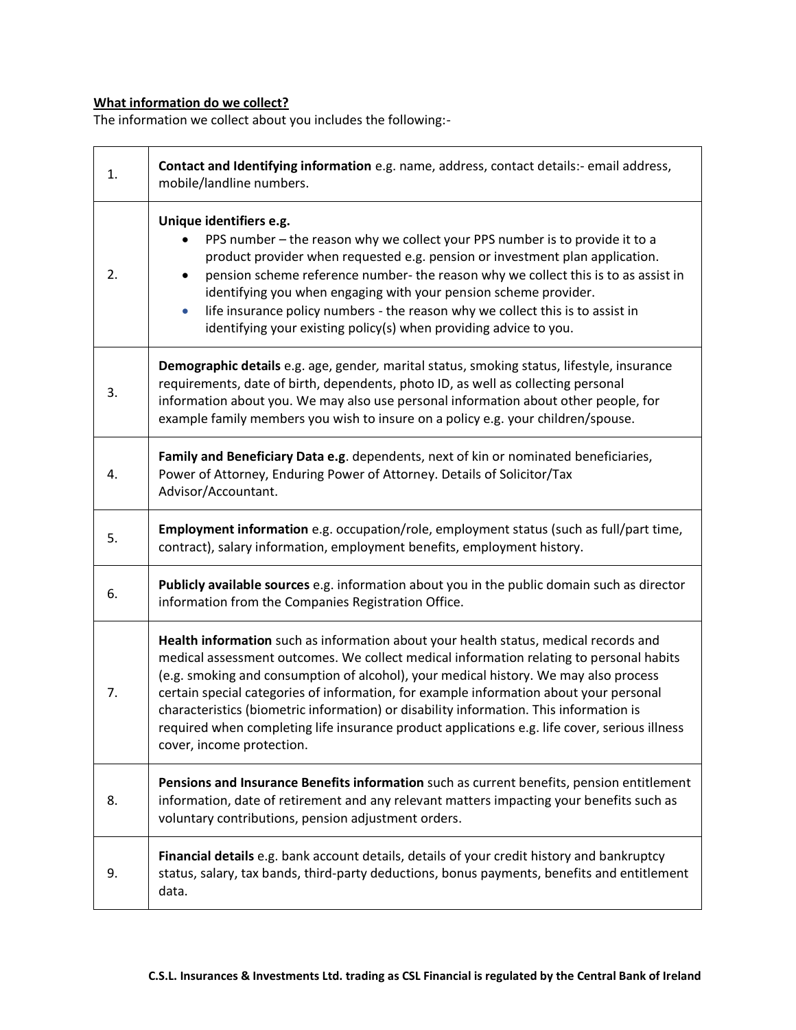**What information do we collect?**

The information we collect about you includes the following:-

| | |
|---|---|
| 1. | **Contact and Identifying information** e.g. name, address, contact details:- email address, mobile/landline numbers. |
| 2. | **Unique identifiers e.g.**<br>• PPS number – the reason why we collect your PPS number is to provide it to a product provider when requested e.g. pension or investment plan application.<br>• pension scheme reference number- the reason why we collect this is to as assist in identifying you when engaging with your pension scheme provider.<br>• life insurance policy numbers - the reason why we collect this is to assist in identifying your existing policy(s) when providing advice to you. |
| 3. | **Demographic details** e.g. age, gender*,* marital status, smoking status, lifestyle, insurance requirements, date of birth, dependents, photo ID, as well as collecting personal information about you. We may also use personal information about other people, for example family members you wish to insure on a policy e.g. your children/spouse. |
| 4. | **Family and Beneficiary Data e.g**. dependents, next of kin or nominated beneficiaries, Power of Attorney, Enduring Power of Attorney. Details of Solicitor/Tax Advisor/Accountant. |
| 5. | **Employment information** e.g. occupation/role, employment status (such as full/part time, contract), salary information, employment benefits, employment history. |
| 6. | **Publicly available sources** e.g. information about you in the public domain such as director information from the Companies Registration Office. |
| 7. | **Health information** such as information about your health status, medical records and medical assessment outcomes. We collect medical information relating to personal habits (e.g. smoking and consumption of alcohol), your medical history. We may also process certain special categories of information, for example information about your personal characteristics (biometric information) or disability information. This information is required when completing life insurance product applications e.g. life cover, serious illness cover, income protection. |
| 8. | **Pensions and Insurance Benefits information** such as current benefits, pension entitlement information, date of retirement and any relevant matters impacting your benefits such as voluntary contributions, pension adjustment orders. |
| 9. | **Financial details** e.g. bank account details, details of your credit history and bankruptcy status, salary, tax bands, third-party deductions, bonus payments, benefits and entitlement data. |

**C.S.L. Insurances & Investments Ltd. trading as CSL Financial is regulated by the Central Bank of Ireland**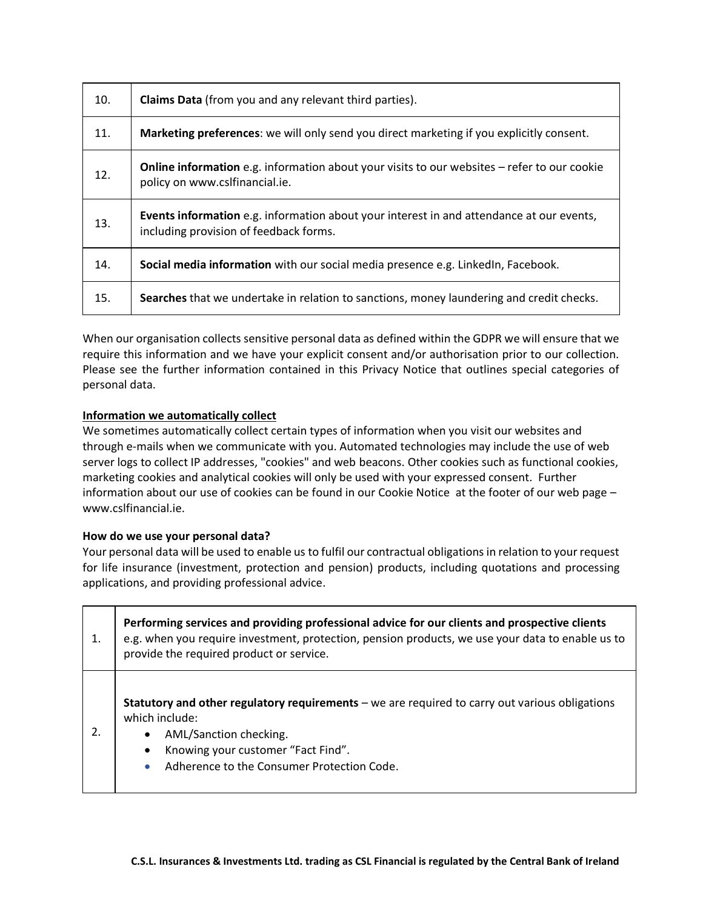| | |
|---|---|
| 10. | **Claims Data** (from you and any relevant third parties). |
| 11. | **Marketing preferences**: we will only send you direct marketing if you explicitly consent. |
| 12. | **Online information** e.g. information about your visits to our websites – refer to our cookie policy on www.cslfinancial.ie. |
| 13. | **Events information** e.g. information about your interest in and attendance at our events, including provision of feedback forms. |
| 14. | **Social media information** with our social media presence e.g. LinkedIn, Facebook. |
| 15. | **Searches** that we undertake in relation to sanctions, money laundering and credit checks. |

When our organisation collects sensitive personal data as defined within the GDPR we will ensure that we require this information and we have your explicit consent and/or authorisation prior to our collection. Please see the further information contained in this Privacy Notice that outlines special categories of personal data.

**Information we automatically collect**

We sometimes automatically collect certain types of information when you visit our websites and through e-mails when we communicate with you. Automated technologies may include the use of web server logs to collect IP addresses, "cookies" and web beacons. Other cookies such as functional cookies, marketing cookies and analytical cookies will only be used with your expressed consent. Further information about our use of cookies can be found in our Cookie Notice at the footer of our web page – www.cslfinancial.ie.

**How do we use your personal data?**

Your personal data will be used to enable us to fulfil our contractual obligations in relation to your request for life insurance (investment, protection and pension) products, including quotations and processing applications, and providing professional advice.

| | |
|---|---|
| 1. | **Performing services and providing professional advice for our clients and prospective clients** e.g. when you require investment, protection, pension products, we use your data to enable us to provide the required product or service. |
| 2. | **Statutory and other regulatory requirements** – we are required to carry out various obligations which include:<br>• AML/Sanction checking.<br>• Knowing your customer "Fact Find".<br>• Adherence to the Consumer Protection Code. |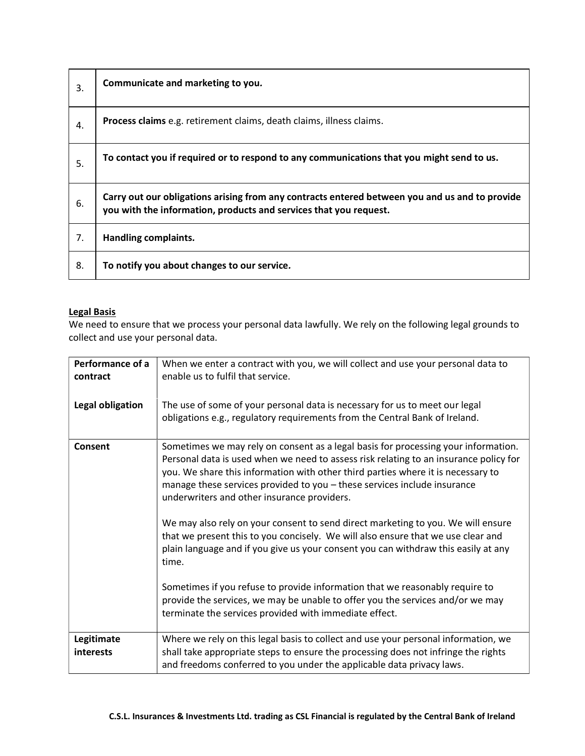| | |
|---|---|
| 3. | **Communicate and marketing to you.** |
| 4. | **Process claims** e.g. retirement claims, death claims, illness claims. |
| 5. | **To contact you if required or to respond to any communications that you might send to us.** |
| 6. | **Carry out our obligations arising from any contracts entered between you and us and to provide you with the information, products and services that you request.** |
| 7. | **Handling complaints.** |
| 8. | **To notify you about changes to our service.** |

**Legal Basis**

We need to ensure that we process your personal data lawfully. We rely on the following legal grounds to collect and use your personal data.

| | |
|---|---|
| **Performance of a contract** | When we enter a contract with you, we will collect and use your personal data to enable us to fulfil that service. |
| **Legal obligation** | The use of some of your personal data is necessary for us to meet our legal obligations e.g., regulatory requirements from the Central Bank of Ireland. |
| **Consent** | Sometimes we may rely on consent as a legal basis for processing your information. Personal data is used when we need to assess risk relating to an insurance policy for you. We share this information with other third parties where it is necessary to manage these services provided to you – these services include insurance underwriters and other insurance providers.<br><br>We may also rely on your consent to send direct marketing to you. We will ensure that we present this to you concisely. We will also ensure that we use clear and plain language and if you give us your consent you can withdraw this easily at any time.<br><br>Sometimes if you refuse to provide information that we reasonably require to provide the services, we may be unable to offer you the services and/or we may terminate the services provided with immediate effect. |
| **Legitimate interests** | Where we rely on this legal basis to collect and use your personal information, we shall take appropriate steps to ensure the processing does not infringe the rights and freedoms conferred to you under the applicable data privacy laws. |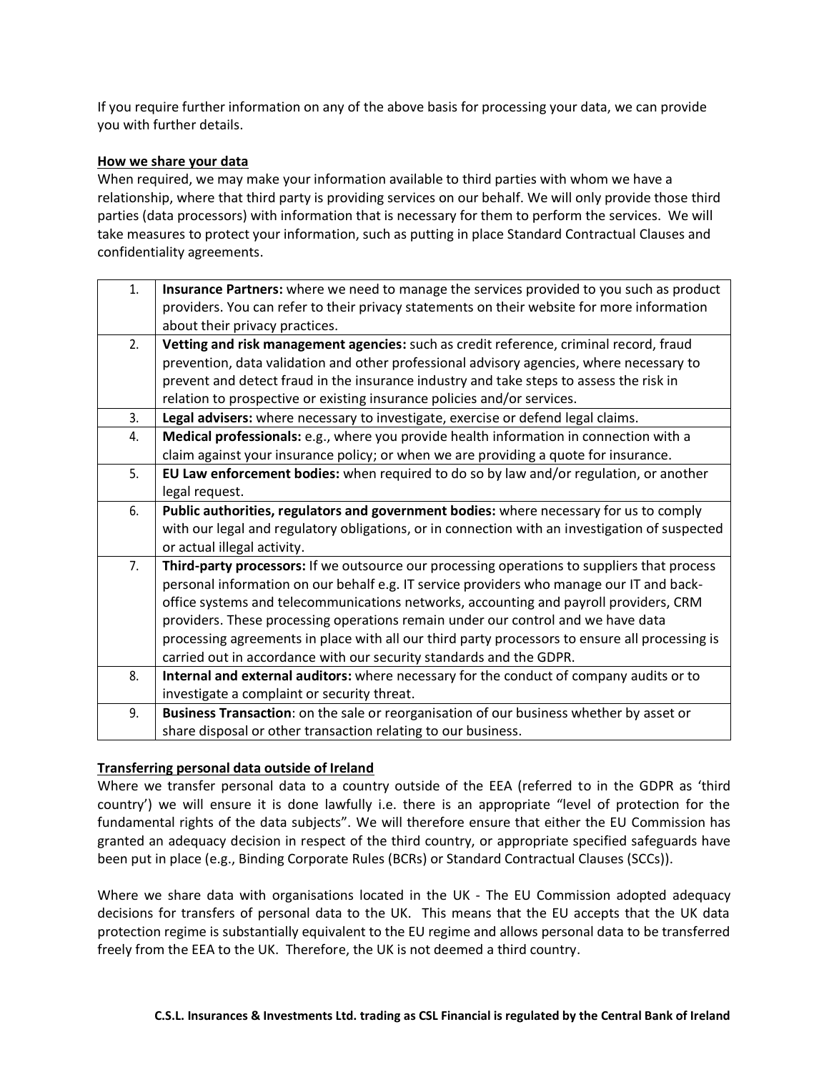If you require further information on any of the above basis for processing your data, we can provide you with further details.

**How we share your data**

When required, we may make your information available to third parties with whom we have a relationship, where that third party is providing services on our behalf. We will only provide those third parties (data processors) with information that is necessary for them to perform the services. We will take measures to protect your information, such as putting in place Standard Contractual Clauses and confidentiality agreements.

| | |
|---|---|
| 1. | **Insurance Partners:** where we need to manage the services provided to you such as product providers. You can refer to their privacy statements on their website for more information about their privacy practices. |
| 2. | **Vetting and risk management agencies:** such as credit reference, criminal record, fraud prevention, data validation and other professional advisory agencies, where necessary to prevent and detect fraud in the insurance industry and take steps to assess the risk in relation to prospective or existing insurance policies and/or services. |
| 3. | **Legal advisers:** where necessary to investigate, exercise or defend legal claims. |
| 4. | **Medical professionals:** e.g., where you provide health information in connection with a claim against your insurance policy; or when we are providing a quote for insurance. |
| 5. | **EU Law enforcement bodies:** when required to do so by law and/or regulation, or another legal request. |
| 6. | **Public authorities, regulators and government bodies:** where necessary for us to comply with our legal and regulatory obligations, or in connection with an investigation of suspected or actual illegal activity. |
| 7. | **Third-party processors:** If we outsource our processing operations to suppliers that process personal information on our behalf e.g. IT service providers who manage our IT and back-office systems and telecommunications networks, accounting and payroll providers, CRM providers. These processing operations remain under our control and we have data processing agreements in place with all our third party processors to ensure all processing is carried out in accordance with our security standards and the GDPR. |
| 8. | **Internal and external auditors:** where necessary for the conduct of company audits or to investigate a complaint or security threat. |
| 9. | **Business Transaction**: on the sale or reorganisation of our business whether by asset or share disposal or other transaction relating to our business. |

**Transferring personal data outside of Ireland**

Where we transfer personal data to a country outside of the EEA (referred to in the GDPR as 'third country') we will ensure it is done lawfully i.e. there is an appropriate "level of protection for the fundamental rights of the data subjects". We will therefore ensure that either the EU Commission has granted an adequacy decision in respect of the third country, or appropriate specified safeguards have been put in place (e.g., Binding Corporate Rules (BCRs) or Standard Contractual Clauses (SCCs)).

Where we share data with organisations located in the UK - The EU Commission adopted adequacy decisions for transfers of personal data to the UK. This means that the EU accepts that the UK data protection regime is substantially equivalent to the EU regime and allows personal data to be transferred freely from the EEA to the UK. Therefore, the UK is not deemed a third country.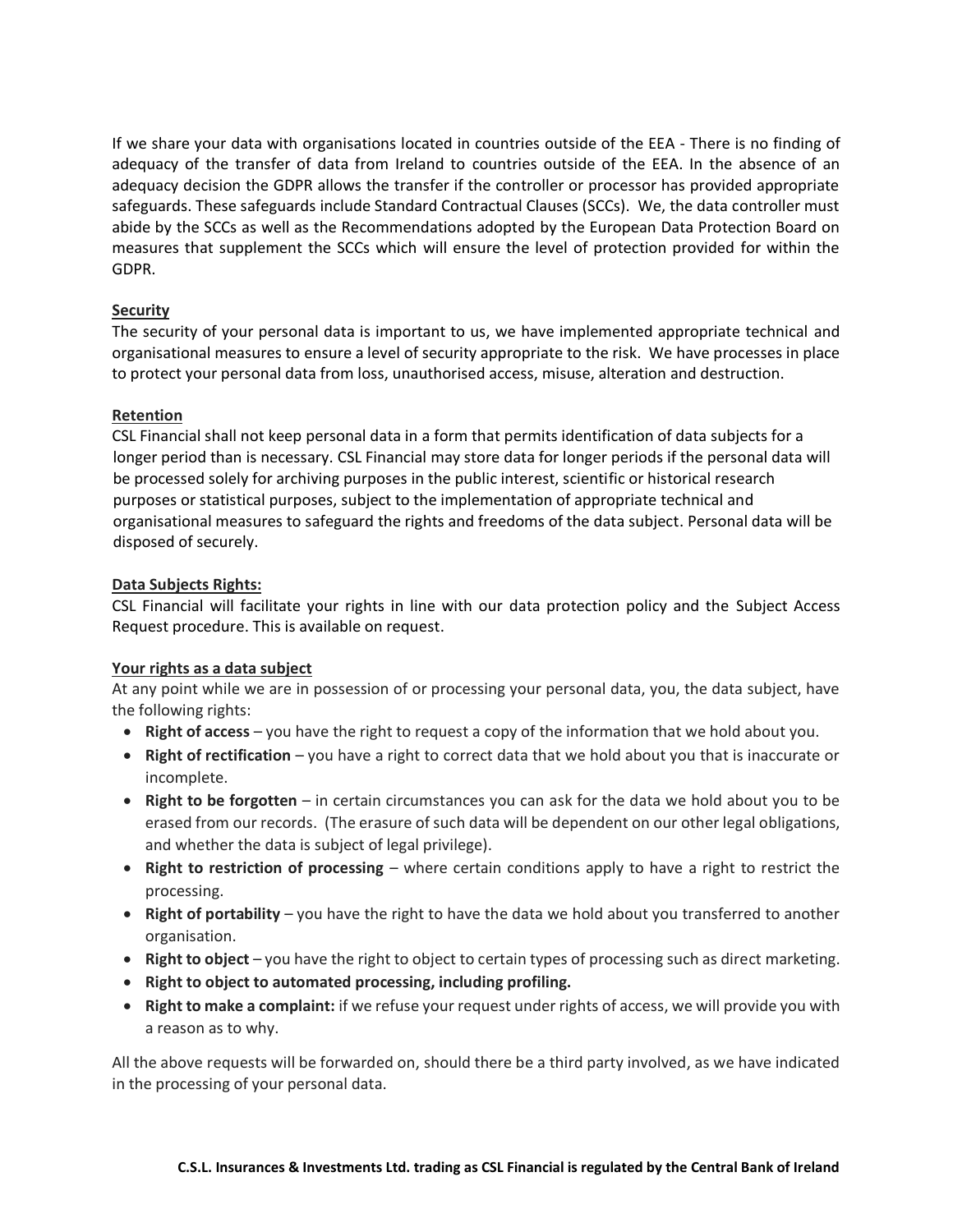If we share your data with organisations located in countries outside of the EEA - There is no finding of adequacy of the transfer of data from Ireland to countries outside of the EEA. In the absence of an adequacy decision the GDPR allows the transfer if the controller or processor has provided appropriate safeguards. These safeguards include Standard Contractual Clauses (SCCs). We, the data controller must abide by the SCCs as well as the Recommendations adopted by the European Data Protection Board on measures that supplement the SCCs which will ensure the level of protection provided for within the GDPR.

**Security**

The security of your personal data is important to us, we have implemented appropriate technical and organisational measures to ensure a level of security appropriate to the risk. We have processes in place to protect your personal data from loss, unauthorised access, misuse, alteration and destruction.

**Retention**

CSL Financial shall not keep personal data in a form that permits identification of data subjects for a longer period than is necessary. CSL Financial may store data for longer periods if the personal data will be processed solely for archiving purposes in the public interest, scientific or historical research purposes or statistical purposes, subject to the implementation of appropriate technical and organisational measures to safeguard the rights and freedoms of the data subject. Personal data will be disposed of securely.

**Data Subjects Rights:**

CSL Financial will facilitate your rights in line with our data protection policy and the Subject Access Request procedure. This is available on request.

**Your rights as a data subject**

At any point while we are in possession of or processing your personal data, you, the data subject, have the following rights:

- **Right of access** – you have the right to request a copy of the information that we hold about you.
- **Right of rectification** – you have a right to correct data that we hold about you that is inaccurate or incomplete.
- **Right to be forgotten** – in certain circumstances you can ask for the data we hold about you to be erased from our records. (The erasure of such data will be dependent on our other legal obligations, and whether the data is subject of legal privilege).
- **Right to restriction of processing** – where certain conditions apply to have a right to restrict the processing.
- **Right of portability** – you have the right to have the data we hold about you transferred to another organisation.
- **Right to object** – you have the right to object to certain types of processing such as direct marketing.
- **Right to object to automated processing, including profiling.**
- **Right to make a complaint:** if we refuse your request under rights of access, we will provide you with a reason as to why.

All the above requests will be forwarded on, should there be a third party involved, as we have indicated in the processing of your personal data.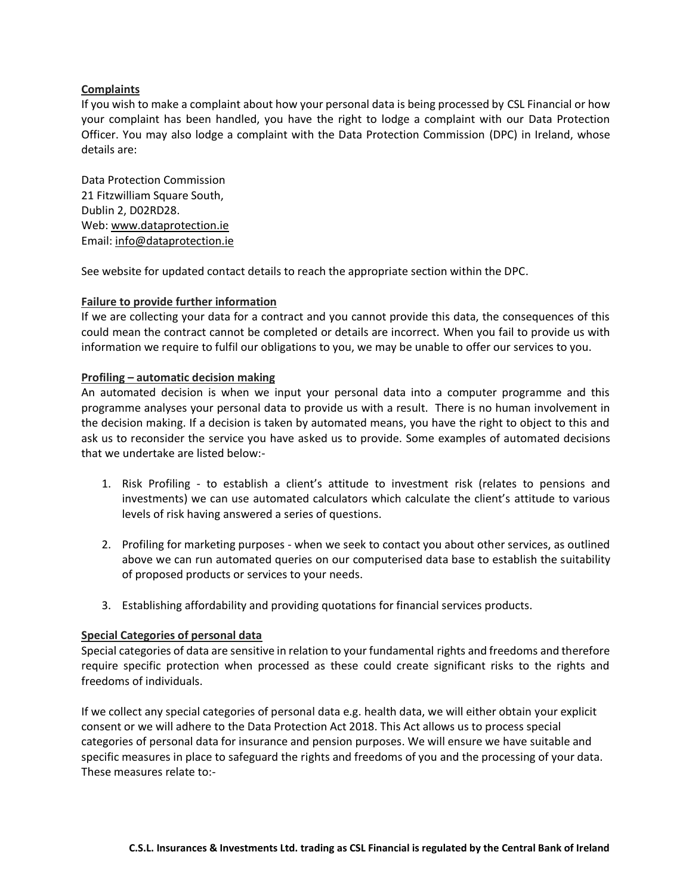**Complaints**

If you wish to make a complaint about how your personal data is being processed by CSL Financial or how your complaint has been handled, you have the right to lodge a complaint with our Data Protection Officer. You may also lodge a complaint with the Data Protection Commission (DPC) in Ireland, whose details are:

Data Protection Commission
21 Fitzwilliam Square South,
Dublin 2, D02RD28.
Web: www.dataprotection.ie
Email: info@dataprotection.ie

See website for updated contact details to reach the appropriate section within the DPC.

**Failure to provide further information**

If we are collecting your data for a contract and you cannot provide this data, the consequences of this could mean the contract cannot be completed or details are incorrect. When you fail to provide us with information we require to fulfil our obligations to you, we may be unable to offer our services to you.

**Profiling – automatic decision making**

An automated decision is when we input your personal data into a computer programme and this programme analyses your personal data to provide us with a result. There is no human involvement in the decision making. If a decision is taken by automated means, you have the right to object to this and ask us to reconsider the service you have asked us to provide. Some examples of automated decisions that we undertake are listed below:-

1. Risk Profiling - to establish a client's attitude to investment risk (relates to pensions and investments) we can use automated calculators which calculate the client's attitude to various levels of risk having answered a series of questions.

2. Profiling for marketing purposes - when we seek to contact you about other services, as outlined above we can run automated queries on our computerised data base to establish the suitability of proposed products or services to your needs.

3. Establishing affordability and providing quotations for financial services products.

**Special Categories of personal data**

Special categories of data are sensitive in relation to your fundamental rights and freedoms and therefore require specific protection when processed as these could create significant risks to the rights and freedoms of individuals.

If we collect any special categories of personal data e.g. health data, we will either obtain your explicit consent or we will adhere to the Data Protection Act 2018. This Act allows us to process special categories of personal data for insurance and pension purposes. We will ensure we have suitable and specific measures in place to safeguard the rights and freedoms of you and the processing of your data. These measures relate to:-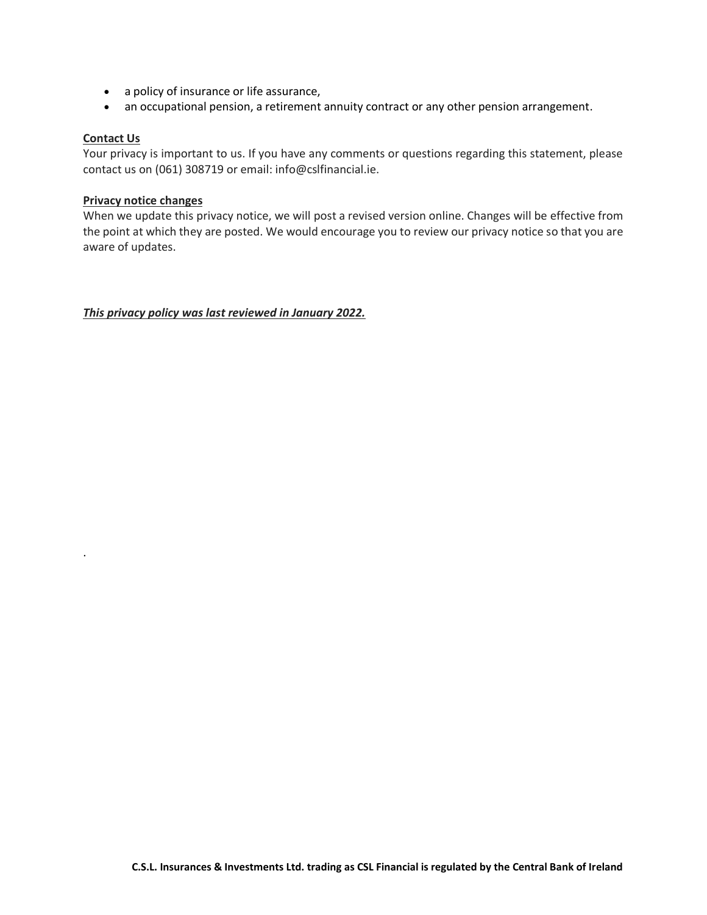- a policy of insurance or life assurance,
- an occupational pension, a retirement annuity contract or any other pension arrangement.

**Contact Us**

Your privacy is important to us. If you have any comments or questions regarding this statement, please contact us on (061) 308719 or email: info@cslfinancial.ie.

**Privacy notice changes**

When we update this privacy notice, we will post a revised version online. Changes will be effective from the point at which they are posted. We would encourage you to review our privacy notice so that you are aware of updates.

***This privacy policy was last reviewed in January 2022.***

.

**C.S.L. Insurances & Investments Ltd. trading as CSL Financial is regulated by the Central Bank of Ireland**